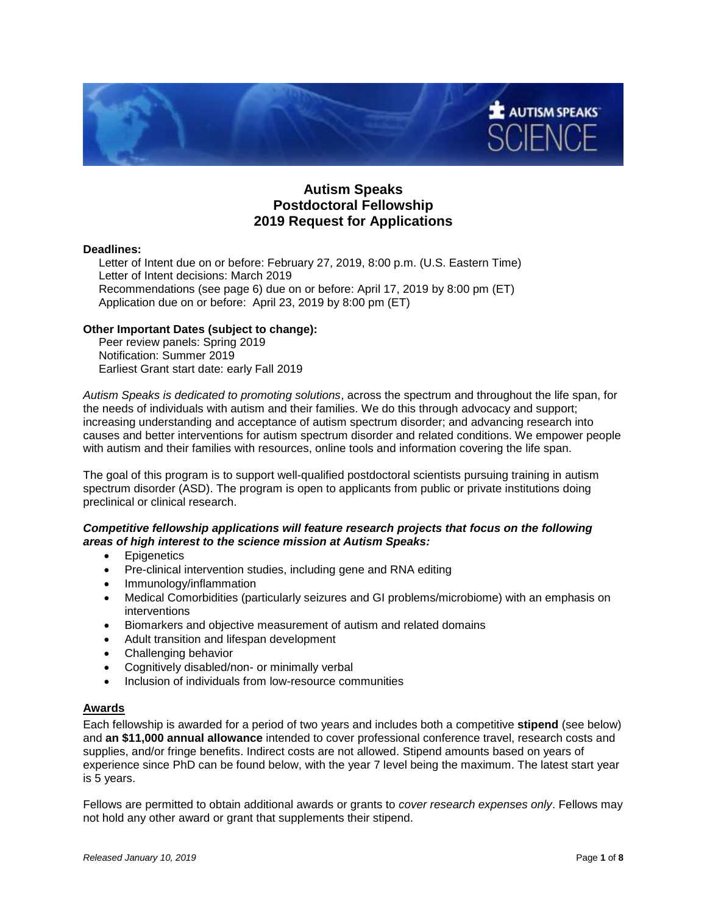# Autism Speaks Postdoctoral Fellowship 2019 Request for Applications

**Deadlines:**

Letter of Intent due on or before: February 27, 2019, 8:00 p.m. (U.S. Eastern Time)
Letter of Intent decisions: March 2019
Recommendations (see page 6) due on or before: April 17, 2019 by 8:00 pm (ET)
Application due on or before: April 23, 2019 by 8:00 pm (ET)

**Other Important Dates (subject to change):**

Peer review panels: Spring 2019
Notification: Summer 2019
Earliest Grant start date: early Fall 2019

*Autism Speaks is dedicated to promoting solutions*, across the spectrum and throughout the life span, for the needs of individuals with autism and their families. We do this through advocacy and support; increasing understanding and acceptance of autism spectrum disorder; and advancing research into causes and better interventions for autism spectrum disorder and related conditions. We empower people with autism and their families with resources, online tools and information covering the life span.

The goal of this program is to support well-qualified postdoctoral scientists pursuing training in autism spectrum disorder (ASD). The program is open to applicants from public or private institutions doing preclinical or clinical research.

***Competitive fellowship applications will feature research projects that focus on the following areas of high interest to the science mission at Autism Speaks:***

- Epigenetics
- Pre-clinical intervention studies, including gene and RNA editing
- Immunology/inflammation
- Medical Comorbidities (particularly seizures and GI problems/microbiome) with an emphasis on interventions
- Biomarkers and objective measurement of autism and related domains
- Adult transition and lifespan development
- Challenging behavior
- Cognitively disabled/non- or minimally verbal
- Inclusion of individuals from low-resource communities

## Awards

Each fellowship is awarded for a period of two years and includes both a competitive **stipend** (see below) and **an $11,000 annual allowance** intended to cover professional conference travel, research costs and supplies, and/or fringe benefits. Indirect costs are not allowed. Stipend amounts based on years of experience since PhD can be found below, with the year 7 level being the maximum. The latest start year is 5 years.

Fellows are permitted to obtain additional awards or grants to *cover research expenses only*. Fellows may not hold any other award or grant that supplements their stipend.

*Released January 10, 2019*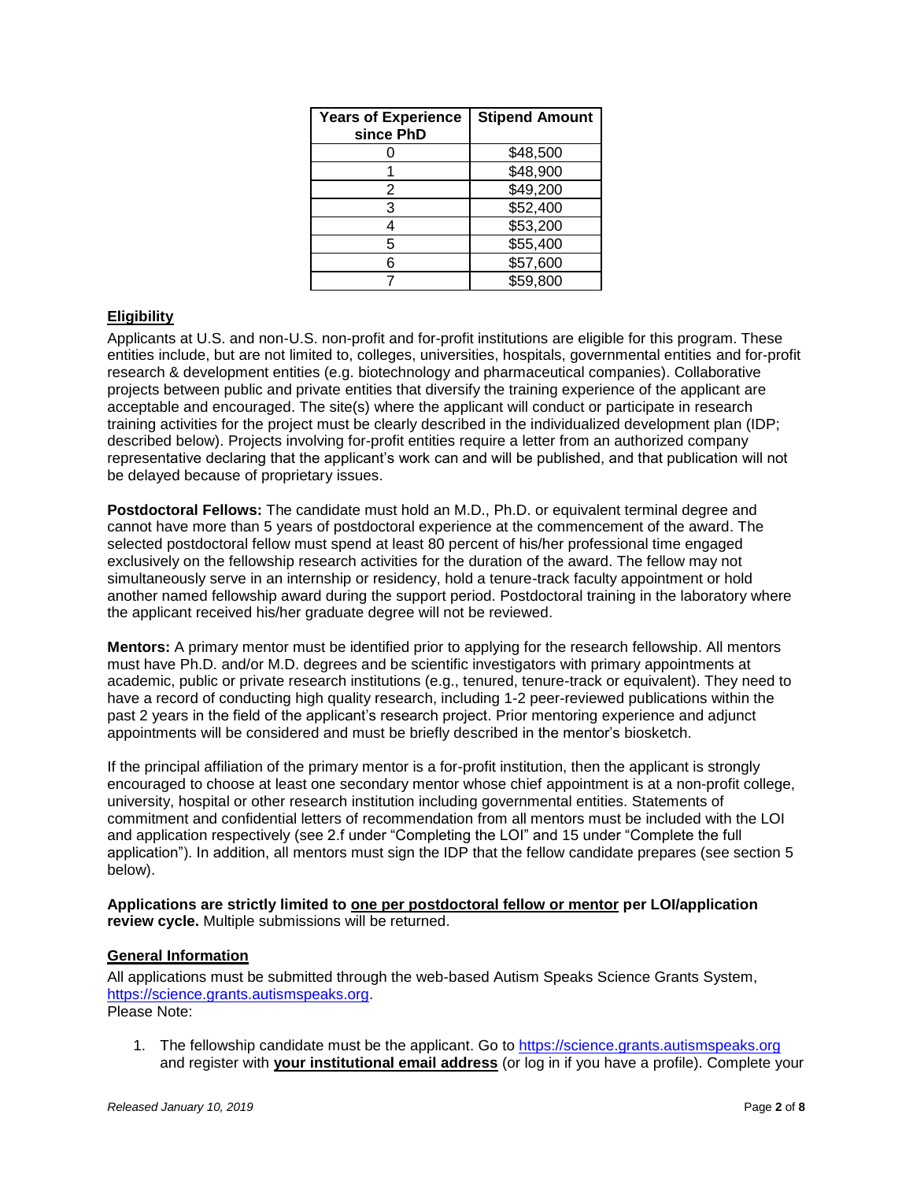| Years of Experience since PhD | Stipend Amount |
|---|---|
| 0 | $48,500 |
| 1 | $48,900 |
| 2 | $49,200 |
| 3 | $52,400 |
| 4 | $53,200 |
| 5 | $55,400 |
| 6 | $57,600 |
| 7 | $59,800 |

## Eligibility

Applicants at U.S. and non-U.S. non-profit and for-profit institutions are eligible for this program. These entities include, but are not limited to, colleges, universities, hospitals, governmental entities and for-profit research & development entities (e.g. biotechnology and pharmaceutical companies). Collaborative projects between public and private entities that diversify the training experience of the applicant are acceptable and encouraged. The site(s) where the applicant will conduct or participate in research training activities for the project must be clearly described in the individualized development plan (IDP; described below). Projects involving for-profit entities require a letter from an authorized company representative declaring that the applicant's work can and will be published, and that publication will not be delayed because of proprietary issues.

**Postdoctoral Fellows:** The candidate must hold an M.D., Ph.D. or equivalent terminal degree and cannot have more than 5 years of postdoctoral experience at the commencement of the award. The selected postdoctoral fellow must spend at least 80 percent of his/her professional time engaged exclusively on the fellowship research activities for the duration of the award. The fellow may not simultaneously serve in an internship or residency, hold a tenure-track faculty appointment or hold another named fellowship award during the support period. Postdoctoral training in the laboratory where the applicant received his/her graduate degree will not be reviewed.

**Mentors:** A primary mentor must be identified prior to applying for the research fellowship. All mentors must have Ph.D. and/or M.D. degrees and be scientific investigators with primary appointments at academic, public or private research institutions (e.g., tenured, tenure-track or equivalent). They need to have a record of conducting high quality research, including 1-2 peer-reviewed publications within the past 2 years in the field of the applicant's research project. Prior mentoring experience and adjunct appointments will be considered and must be briefly described in the mentor's biosketch.

If the principal affiliation of the primary mentor is a for-profit institution, then the applicant is strongly encouraged to choose at least one secondary mentor whose chief appointment is at a non-profit college, university, hospital or other research institution including governmental entities. Statements of commitment and confidential letters of recommendation from all mentors must be included with the LOI and application respectively (see 2.f under "Completing the LOI" and 15 under "Complete the full application"). In addition, all mentors must sign the IDP that the fellow candidate prepares (see section 5 below).

**Applications are strictly limited to one per postdoctoral fellow or mentor per LOI/application review cycle.** Multiple submissions will be returned.

## General Information

All applications must be submitted through the web-based Autism Speaks Science Grants System, https://science.grants.autismspeaks.org.
Please Note:

1. The fellowship candidate must be the applicant. Go to https://science.grants.autismspeaks.org and register with **your institutional email address** (or log in if you have a profile). Complete your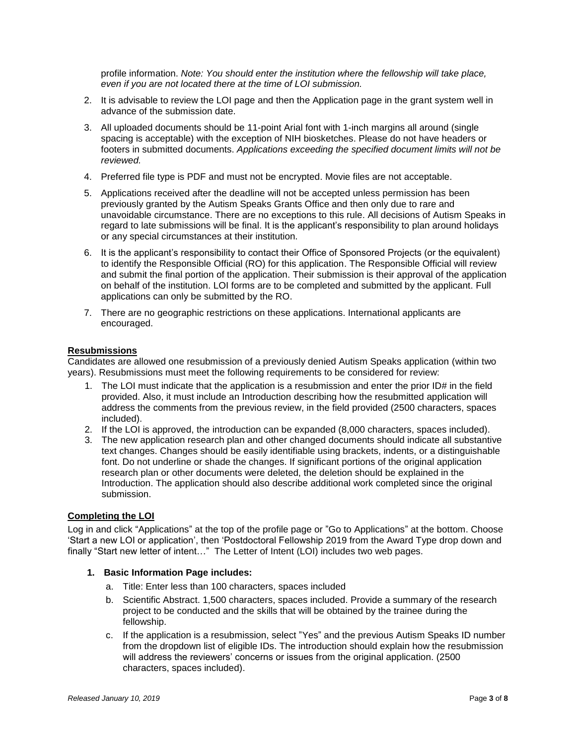profile information. *Note: You should enter the institution where the fellowship will take place, even if you are not located there at the time of LOI submission.*

2. It is advisable to review the LOI page and then the Application page in the grant system well in advance of the submission date.
3. All uploaded documents should be 11-point Arial font with 1-inch margins all around (single spacing is acceptable) with the exception of NIH biosketches. Please do not have headers or footers in submitted documents. *Applications exceeding the specified document limits will not be reviewed.*
4. Preferred file type is PDF and must not be encrypted. Movie files are not acceptable.
5. Applications received after the deadline will not be accepted unless permission has been previously granted by the Autism Speaks Grants Office and then only due to rare and unavoidable circumstance. There are no exceptions to this rule. All decisions of Autism Speaks in regard to late submissions will be final. It is the applicant's responsibility to plan around holidays or any special circumstances at their institution.
6. It is the applicant's responsibility to contact their Office of Sponsored Projects (or the equivalent) to identify the Responsible Official (RO) for this application. The Responsible Official will review and submit the final portion of the application. Their submission is their approval of the application on behalf of the institution. LOI forms are to be completed and submitted by the applicant. Full applications can only be submitted by the RO.
7. There are no geographic restrictions on these applications. International applicants are encouraged.

## Resubmissions

Candidates are allowed one resubmission of a previously denied Autism Speaks application (within two years). Resubmissions must meet the following requirements to be considered for review:

1. The LOI must indicate that the application is a resubmission and enter the prior ID# in the field provided. Also, it must include an Introduction describing how the resubmitted application will address the comments from the previous review, in the field provided (2500 characters, spaces included).
2. If the LOI is approved, the introduction can be expanded (8,000 characters, spaces included).
3. The new application research plan and other changed documents should indicate all substantive text changes. Changes should be easily identifiable using brackets, indents, or a distinguishable font. Do not underline or shade the changes. If significant portions of the original application research plan or other documents were deleted, the deletion should be explained in the Introduction. The application should also describe additional work completed since the original submission.

## Completing the LOI

Log in and click "Applications" at the top of the profile page or "Go to Applications" at the bottom. Choose 'Start a new LOI or application', then 'Postdoctoral Fellowship 2019 from the Award Type drop down and finally "Start new letter of intent…" The Letter of Intent (LOI) includes two web pages.

1. **Basic Information Page includes:**
   a. Title: Enter less than 100 characters, spaces included
   b. Scientific Abstract. 1,500 characters, spaces included. Provide a summary of the research project to be conducted and the skills that will be obtained by the trainee during the fellowship.
   c. If the application is a resubmission, select "Yes" and the previous Autism Speaks ID number from the dropdown list of eligible IDs. The introduction should explain how the resubmission will address the reviewers' concerns or issues from the original application. (2500 characters, spaces included).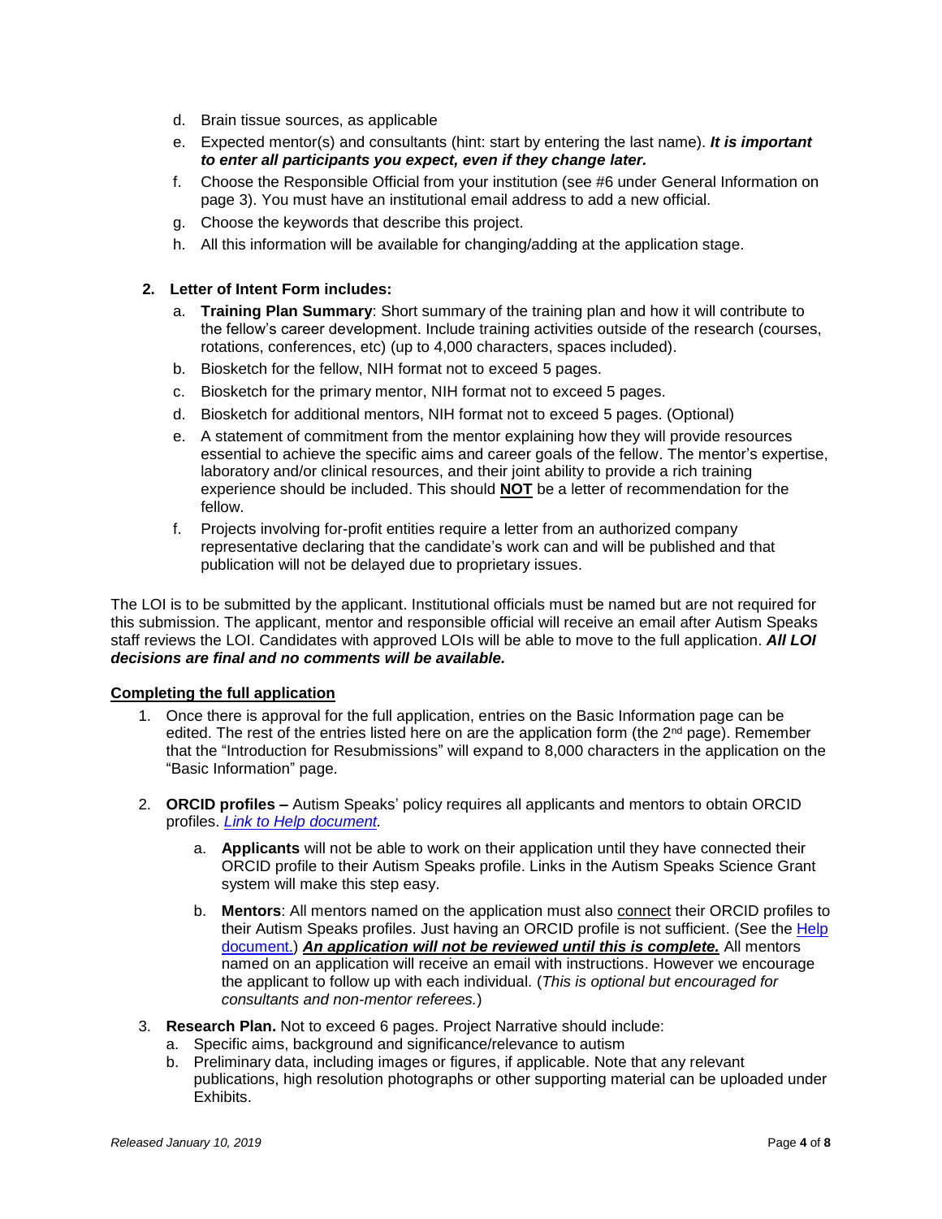d. Brain tissue sources, as applicable
e. Expected mentor(s) and consultants (hint: start by entering the last name). ***It is important to enter all participants you expect, even if they change later.***
f. Choose the Responsible Official from your institution (see #6 under General Information on page 3). You must have an institutional email address to add a new official.
g. Choose the keywords that describe this project.
h. All this information will be available for changing/adding at the application stage.

**2. Letter of Intent Form includes:**

a. **Training Plan Summary**: Short summary of the training plan and how it will contribute to the fellow's career development. Include training activities outside of the research (courses, rotations, conferences, etc) (up to 4,000 characters, spaces included).
b. Biosketch for the fellow, NIH format not to exceed 5 pages.
c. Biosketch for the primary mentor, NIH format not to exceed 5 pages.
d. Biosketch for additional mentors, NIH format not to exceed 5 pages. (Optional)
e. A statement of commitment from the mentor explaining how they will provide resources essential to achieve the specific aims and career goals of the fellow. The mentor's expertise, laboratory and/or clinical resources, and their joint ability to provide a rich training experience should be included. This should **NOT** be a letter of recommendation for the fellow.
f. Projects involving for-profit entities require a letter from an authorized company representative declaring that the candidate's work can and will be published and that publication will not be delayed due to proprietary issues.

The LOI is to be submitted by the applicant. Institutional officials must be named but are not required for this submission. The applicant, mentor and responsible official will receive an email after Autism Speaks staff reviews the LOI. Candidates with approved LOIs will be able to move to the full application. ***All LOI decisions are final and no comments will be available.***

**Completing the full application**

1. Once there is approval for the full application, entries on the Basic Information page can be edited. The rest of the entries listed here on are the application form (the 2nd page). Remember that the "Introduction for Resubmissions" will expand to 8,000 characters in the application on the "Basic Information" page.

2. **ORCID profiles –** Autism Speaks' policy requires all applicants and mentors to obtain ORCID profiles. *Link to Help document.*

   a. **Applicants** will not be able to work on their application until they have connected their ORCID profile to their Autism Speaks profile. Links in the Autism Speaks Science Grant system will make this step easy.

   b. **Mentors**: All mentors named on the application must also connect their ORCID profiles to their Autism Speaks profiles. Just having an ORCID profile is not sufficient. (See the Help document.) ***An application will not be reviewed until this is complete.*** All mentors named on an application will receive an email with instructions. However we encourage the applicant to follow up with each individual. (*This is optional but encouraged for consultants and non-mentor referees.*)

3. **Research Plan.** Not to exceed 6 pages. Project Narrative should include:
   a. Specific aims, background and significance/relevance to autism
   b. Preliminary data, including images or figures, if applicable. Note that any relevant publications, high resolution photographs or other supporting material can be uploaded under Exhibits.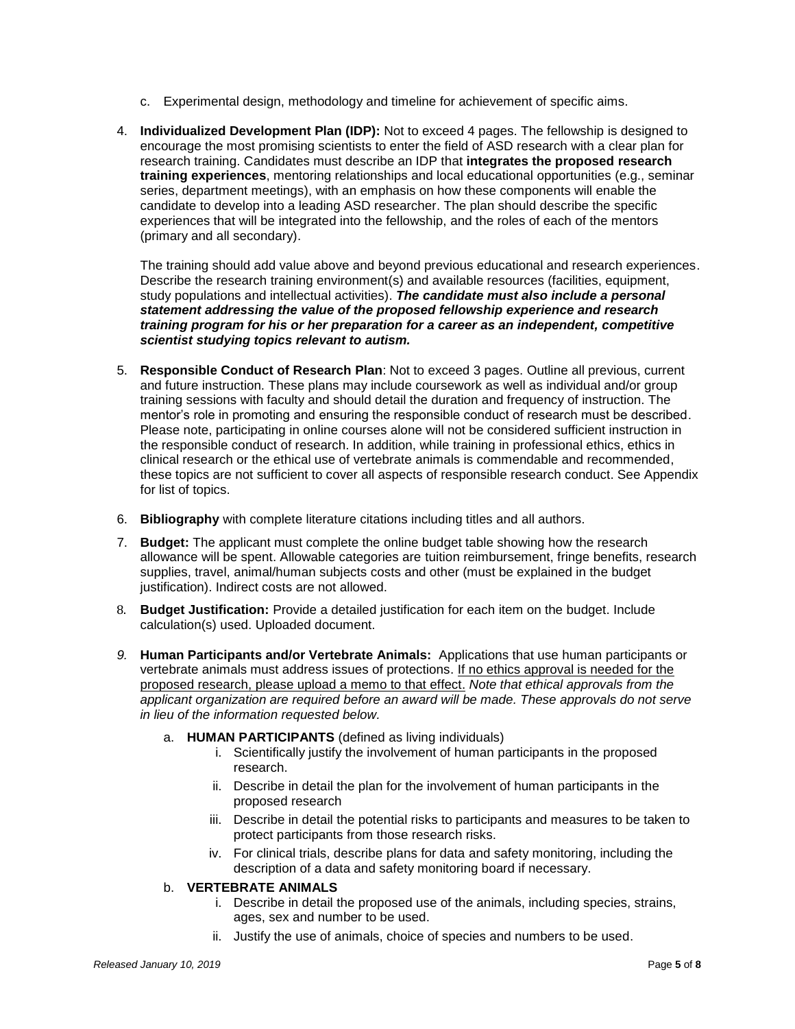c. Experimental design, methodology and timeline for achievement of specific aims.

4. **Individualized Development Plan (IDP):** Not to exceed 4 pages. The fellowship is designed to encourage the most promising scientists to enter the field of ASD research with a clear plan for research training. Candidates must describe an IDP that **integrates the proposed research training experiences**, mentoring relationships and local educational opportunities (e.g., seminar series, department meetings), with an emphasis on how these components will enable the candidate to develop into a leading ASD researcher. The plan should describe the specific experiences that will be integrated into the fellowship, and the roles of each of the mentors (primary and all secondary).

   The training should add value above and beyond previous educational and research experiences. Describe the research training environment(s) and available resources (facilities, equipment, study populations and intellectual activities). ***The candidate must also include a personal statement addressing the value of the proposed fellowship experience and research training program for his or her preparation for a career as an independent, competitive scientist studying topics relevant to autism.***

5. **Responsible Conduct of Research Plan**: Not to exceed 3 pages. Outline all previous, current and future instruction. These plans may include coursework as well as individual and/or group training sessions with faculty and should detail the duration and frequency of instruction. The mentor's role in promoting and ensuring the responsible conduct of research must be described. Please note, participating in online courses alone will not be considered sufficient instruction in the responsible conduct of research. In addition, while training in professional ethics, ethics in clinical research or the ethical use of vertebrate animals is commendable and recommended, these topics are not sufficient to cover all aspects of responsible research conduct. See Appendix for list of topics.

6. **Bibliography** with complete literature citations including titles and all authors.

7. **Budget:** The applicant must complete the online budget table showing how the research allowance will be spent. Allowable categories are tuition reimbursement, fringe benefits, research supplies, travel, animal/human subjects costs and other (must be explained in the budget justification). Indirect costs are not allowed.

8. **Budget Justification:** Provide a detailed justification for each item on the budget. Include calculation(s) used. Uploaded document.

9. **Human Participants and/or Vertebrate Animals:** Applications that use human participants or vertebrate animals must address issues of protections. If no ethics approval is needed for the proposed research, please upload a memo to that effect. *Note that ethical approvals from the applicant organization are required before an award will be made. These approvals do not serve in lieu of the information requested below.*

   a. **HUMAN PARTICIPANTS** (defined as living individuals)
      i. Scientifically justify the involvement of human participants in the proposed research.
      ii. Describe in detail the plan for the involvement of human participants in the proposed research
      iii. Describe in detail the potential risks to participants and measures to be taken to protect participants from those research risks.
      iv. For clinical trials, describe plans for data and safety monitoring, including the description of a data and safety monitoring board if necessary.

   b. **VERTEBRATE ANIMALS**
      i. Describe in detail the proposed use of the animals, including species, strains, ages, sex and number to be used.
      ii. Justify the use of animals, choice of species and numbers to be used.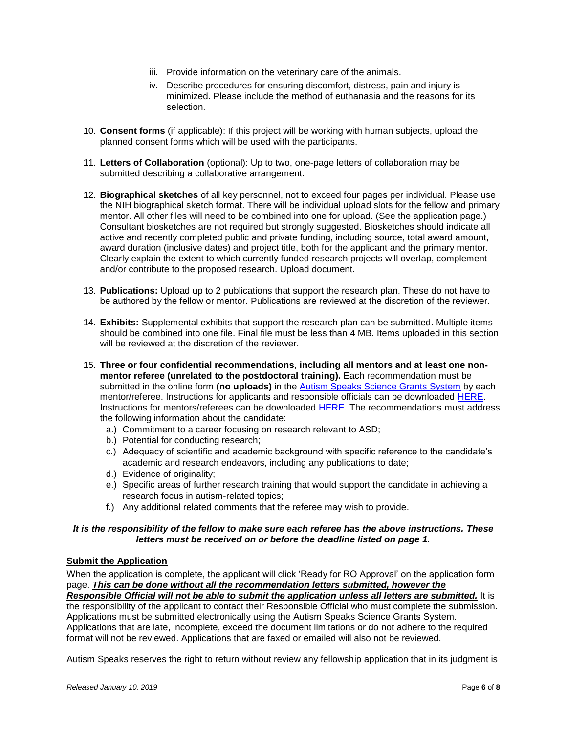iii. Provide information on the veterinary care of the animals.
  iv. Describe procedures for ensuring discomfort, distress, pain and injury is minimized. Please include the method of euthanasia and the reasons for its selection.

10. **Consent forms** (if applicable): If this project will be working with human subjects, upload the planned consent forms which will be used with the participants.

11. **Letters of Collaboration** (optional): Up to two, one-page letters of collaboration may be submitted describing a collaborative arrangement.

12. **Biographical sketches** of all key personnel, not to exceed four pages per individual. Please use the NIH biographical sketch format. There will be individual upload slots for the fellow and primary mentor. All other files will need to be combined into one for upload. (See the application page.) Consultant biosketches are not required but strongly suggested. Biosketches should indicate all active and recently completed public and private funding, including source, total award amount, award duration (inclusive dates) and project title, both for the applicant and the primary mentor. Clearly explain the extent to which currently funded research projects will overlap, complement and/or contribute to the proposed research. Upload document.

13. **Publications:** Upload up to 2 publications that support the research plan. These do not have to be authored by the fellow or mentor. Publications are reviewed at the discretion of the reviewer.

14. **Exhibits:** Supplemental exhibits that support the research plan can be submitted. Multiple items should be combined into one file. Final file must be less than 4 MB. Items uploaded in this section will be reviewed at the discretion of the reviewer.

15. **Three or four confidential recommendations, including all mentors and at least one non-mentor referee (unrelated to the postdoctoral training).** Each recommendation must be submitted in the online form **(no uploads)** in the [Autism Speaks Science Grants System](#) by each mentor/referee. Instructions for applicants and responsible officials can be downloaded [HERE](#). Instructions for mentors/referees can be downloaded [HERE](#). The recommendations must address the following information about the candidate:
    a.) Commitment to a career focusing on research relevant to ASD;
    b.) Potential for conducting research;
    c.) Adequacy of scientific and academic background with specific reference to the candidate's academic and research endeavors, including any publications to date;
    d.) Evidence of originality;
    e.) Specific areas of further research training that would support the candidate in achieving a research focus in autism-related topics;
    f.) Any additional related comments that the referee may wish to provide.

***It is the responsibility of the fellow to make sure each referee has the above instructions. These letters must be received on or before the deadline listed on page 1.***

**Submit the Application**

When the application is complete, the applicant will click 'Ready for RO Approval' on the application form page. ***This can be done without all the recommendation letters submitted, however the Responsible Official will not be able to submit the application unless all letters are submitted.*** It is the responsibility of the applicant to contact their Responsible Official who must complete the submission. Applications must be submitted electronically using the Autism Speaks Science Grants System. Applications that are late, incomplete, exceed the document limitations or do not adhere to the required format will not be reviewed. Applications that are faxed or emailed will also not be reviewed.

Autism Speaks reserves the right to return without review any fellowship application that in its judgment is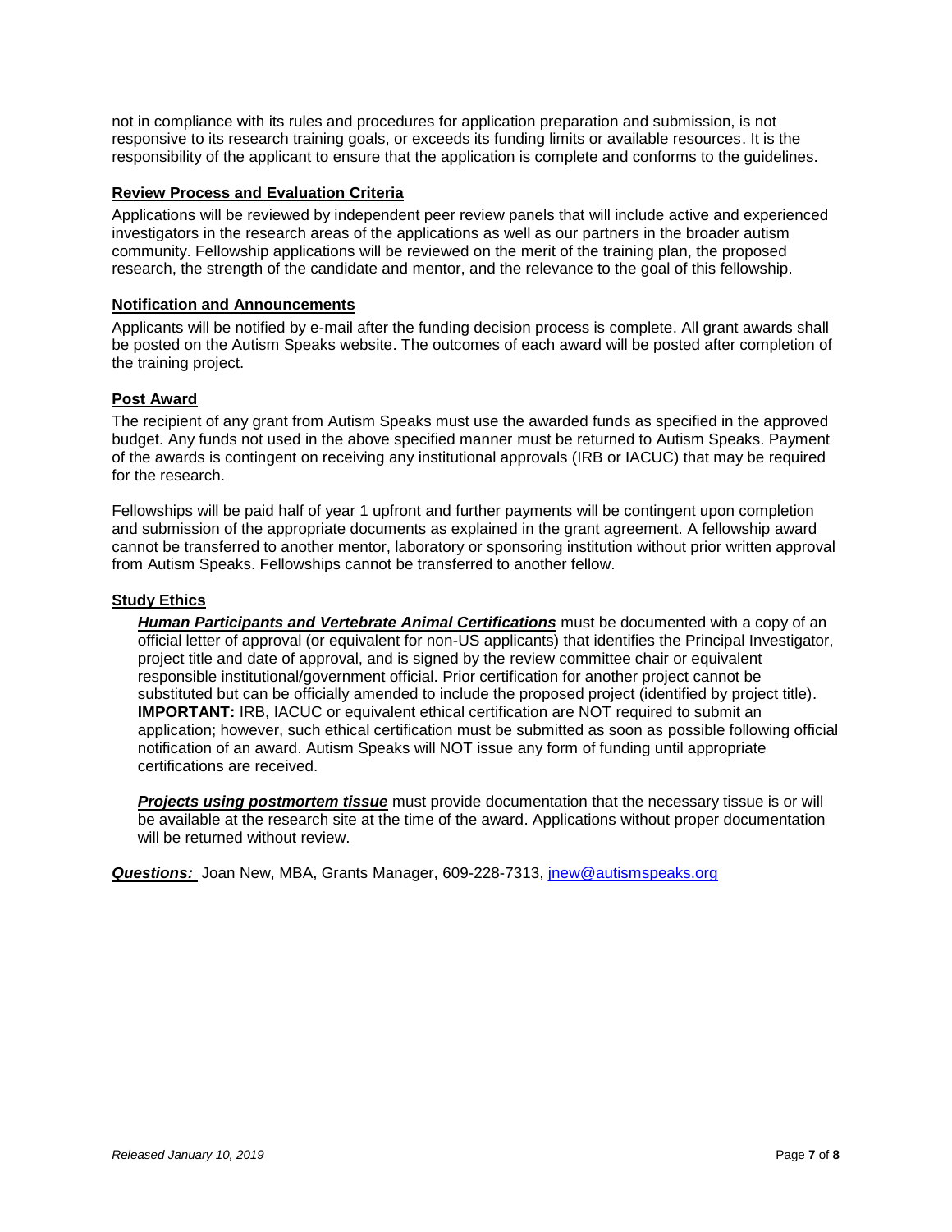not in compliance with its rules and procedures for application preparation and submission, is not responsive to its research training goals, or exceeds its funding limits or available resources. It is the responsibility of the applicant to ensure that the application is complete and conforms to the guidelines.

## Review Process and Evaluation Criteria

Applications will be reviewed by independent peer review panels that will include active and experienced investigators in the research areas of the applications as well as our partners in the broader autism community. Fellowship applications will be reviewed on the merit of the training plan, the proposed research, the strength of the candidate and mentor, and the relevance to the goal of this fellowship.

## Notification and Announcements

Applicants will be notified by e-mail after the funding decision process is complete. All grant awards shall be posted on the Autism Speaks website. The outcomes of each award will be posted after completion of the training project.

## Post Award

The recipient of any grant from Autism Speaks must use the awarded funds as specified in the approved budget. Any funds not used in the above specified manner must be returned to Autism Speaks. Payment of the awards is contingent on receiving any institutional approvals (IRB or IACUC) that may be required for the research.

Fellowships will be paid half of year 1 upfront and further payments will be contingent upon completion and submission of the appropriate documents as explained in the grant agreement. A fellowship award cannot be transferred to another mentor, laboratory or sponsoring institution without prior written approval from Autism Speaks. Fellowships cannot be transferred to another fellow.

## Study Ethics

***Human Participants and Vertebrate Animal Certifications*** must be documented with a copy of an official letter of approval (or equivalent for non-US applicants) that identifies the Principal Investigator, project title and date of approval, and is signed by the review committee chair or equivalent responsible institutional/government official. Prior certification for another project cannot be substituted but can be officially amended to include the proposed project (identified by project title). **IMPORTANT:** IRB, IACUC or equivalent ethical certification are NOT required to submit an application; however, such ethical certification must be submitted as soon as possible following official notification of an award. Autism Speaks will NOT issue any form of funding until appropriate certifications are received.

***Projects using postmortem tissue*** must provide documentation that the necessary tissue is or will be available at the research site at the time of the award. Applications without proper documentation will be returned without review.

***Questions:*** Joan New, MBA, Grants Manager, 609-228-7313, jnew@autismspeaks.org

*Released January 10, 2019*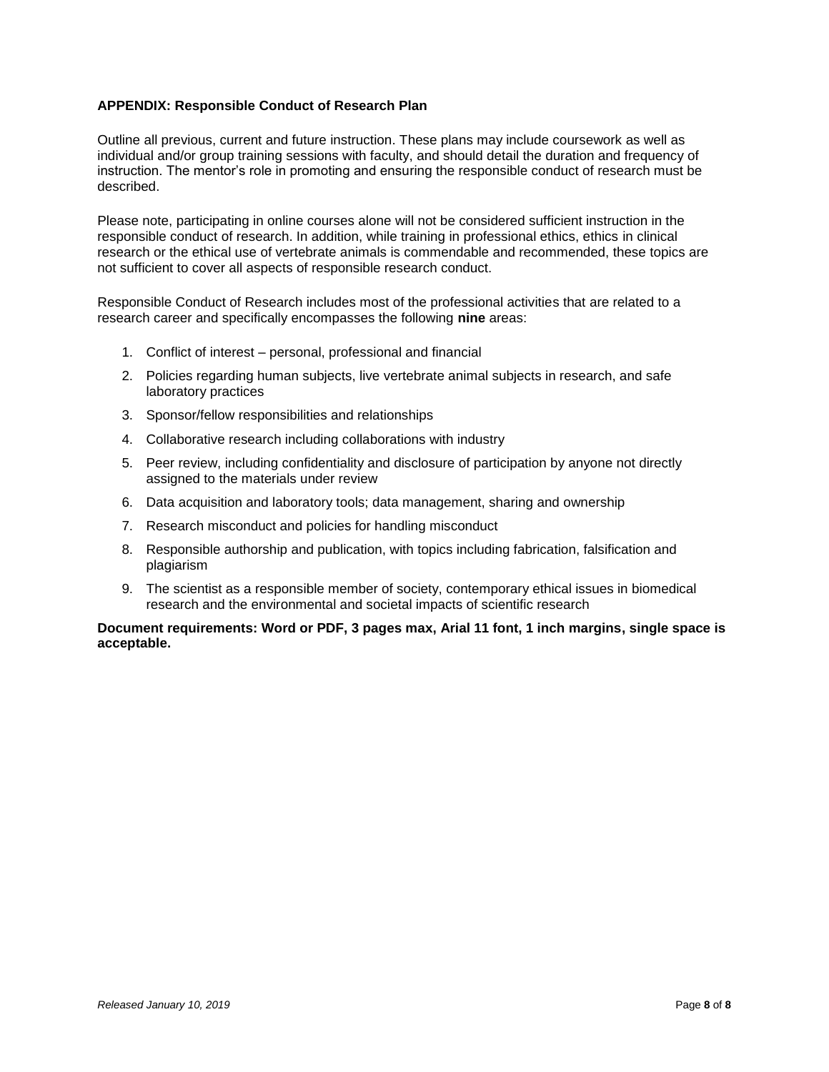**APPENDIX: Responsible Conduct of Research Plan**

Outline all previous, current and future instruction. These plans may include coursework as well as individual and/or group training sessions with faculty, and should detail the duration and frequency of instruction. The mentor's role in promoting and ensuring the responsible conduct of research must be described.

Please note, participating in online courses alone will not be considered sufficient instruction in the responsible conduct of research. In addition, while training in professional ethics, ethics in clinical research or the ethical use of vertebrate animals is commendable and recommended, these topics are not sufficient to cover all aspects of responsible research conduct.

Responsible Conduct of Research includes most of the professional activities that are related to a research career and specifically encompasses the following **nine** areas:

1. Conflict of interest – personal, professional and financial
2. Policies regarding human subjects, live vertebrate animal subjects in research, and safe laboratory practices
3. Sponsor/fellow responsibilities and relationships
4. Collaborative research including collaborations with industry
5. Peer review, including confidentiality and disclosure of participation by anyone not directly assigned to the materials under review
6. Data acquisition and laboratory tools; data management, sharing and ownership
7. Research misconduct and policies for handling misconduct
8. Responsible authorship and publication, with topics including fabrication, falsification and plagiarism
9. The scientist as a responsible member of society, contemporary ethical issues in biomedical research and the environmental and societal impacts of scientific research

**Document requirements: Word or PDF, 3 pages max, Arial 11 font, 1 inch margins, single space is acceptable.**